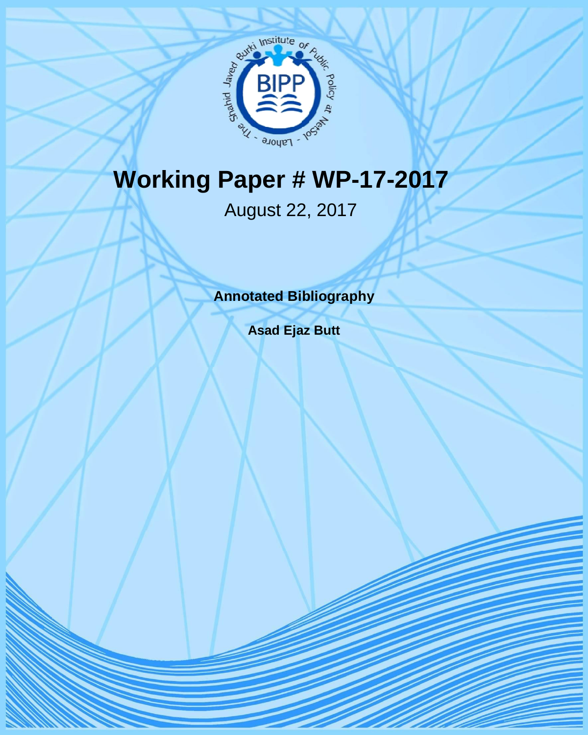# Working Paper # WP-17-2017

August 22, 2017

**Annotated Bibliography**

**Asad Ejaz Butt**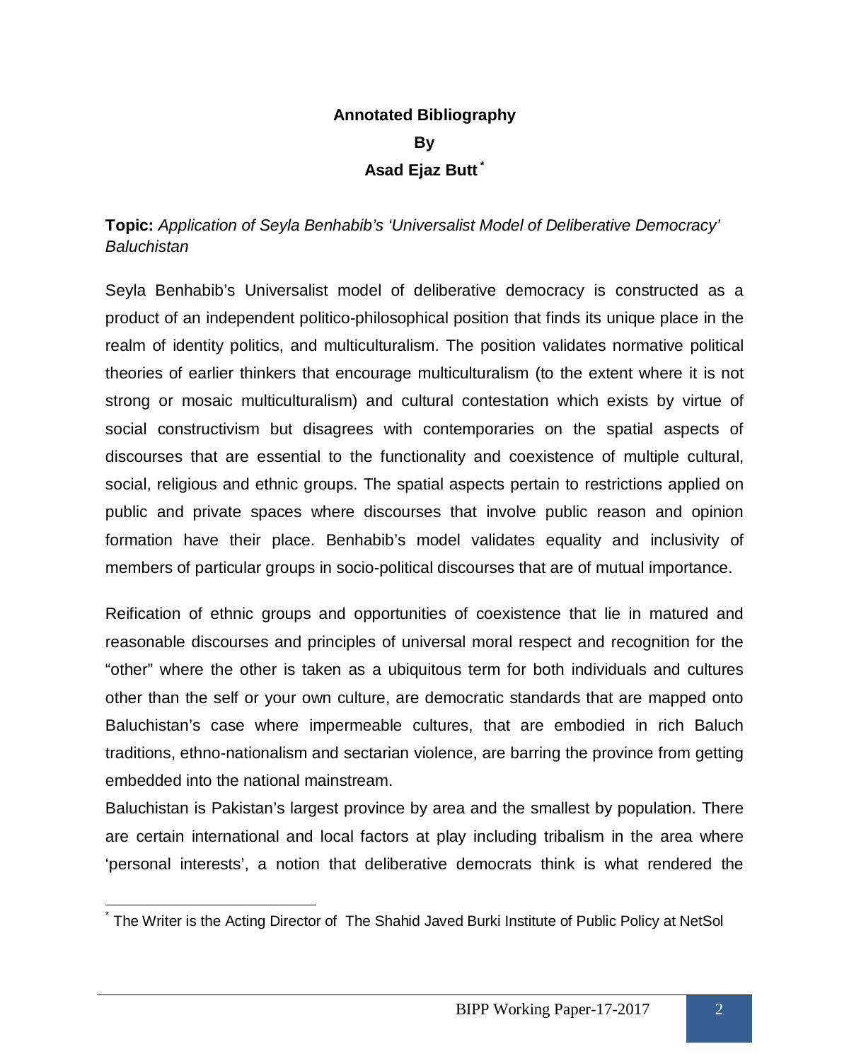**Annotated Bibliography**

**By**

**Asad Ejaz Butt**[*]

**Topic:** *Application of Seyla Benhabib's 'Universalist Model of Deliberative Democracy' Baluchistan*

Seyla Benhabib's Universalist model of deliberative democracy is constructed as a product of an independent politico-philosophical position that finds its unique place in the realm of identity politics, and multiculturalism. The position validates normative political theories of earlier thinkers that encourage multiculturalism (to the extent where it is not strong or mosaic multiculturalism) and cultural contestation which exists by virtue of social constructivism but disagrees with contemporaries on the spatial aspects of discourses that are essential to the functionality and coexistence of multiple cultural, social, religious and ethnic groups. The spatial aspects pertain to restrictions applied on public and private spaces where discourses that involve public reason and opinion formation have their place. Benhabib's model validates equality and inclusivity of members of particular groups in socio-political discourses that are of mutual importance.

Reification of ethnic groups and opportunities of coexistence that lie in matured and reasonable discourses and principles of universal moral respect and recognition for the "other" where the other is taken as a ubiquitous term for both individuals and cultures other than the self or your own culture, are democratic standards that are mapped onto Baluchistan's case where impermeable cultures, that are embodied in rich Baluch traditions, ethno-nationalism and sectarian violence, are barring the province from getting embedded into the national mainstream.

Baluchistan is Pakistan's largest province by area and the smallest by population. There are certain international and local factors at play including tribalism in the area where 'personal interests', a notion that deliberative democrats think is what rendered the

---

[*] The Writer is the Acting Director of The Shahid Javed Burki Institute of Public Policy at NetSol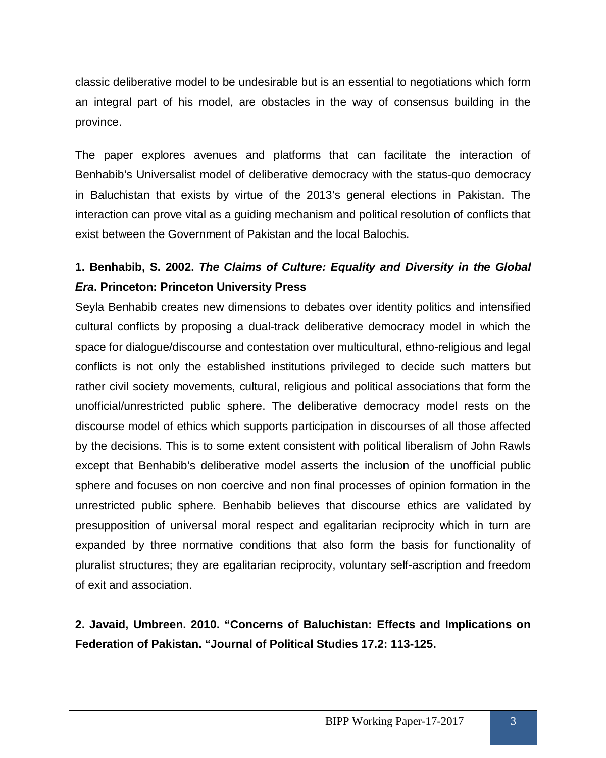classic deliberative model to be undesirable but is an essential to negotiations which form an integral part of his model, are obstacles in the way of consensus building in the province.

The paper explores avenues and platforms that can facilitate the interaction of Benhabib's Universalist model of deliberative democracy with the status-quo democracy in Baluchistan that exists by virtue of the 2013's general elections in Pakistan. The interaction can prove vital as a guiding mechanism and political resolution of conflicts that exist between the Government of Pakistan and the local Balochis.

**1. Benhabib, S. 2002. *The Claims of Culture: Equality and Diversity in the Global Era*. Princeton: Princeton University Press**

Seyla Benhabib creates new dimensions to debates over identity politics and intensified cultural conflicts by proposing a dual-track deliberative democracy model in which the space for dialogue/discourse and contestation over multicultural, ethno-religious and legal conflicts is not only the established institutions privileged to decide such matters but rather civil society movements, cultural, religious and political associations that form the unofficial/unrestricted public sphere. The deliberative democracy model rests on the discourse model of ethics which supports participation in discourses of all those affected by the decisions. This is to some extent consistent with political liberalism of John Rawls except that Benhabib's deliberative model asserts the inclusion of the unofficial public sphere and focuses on non coercive and non final processes of opinion formation in the unrestricted public sphere. Benhabib believes that discourse ethics are validated by presupposition of universal moral respect and egalitarian reciprocity which in turn are expanded by three normative conditions that also form the basis for functionality of pluralist structures; they are egalitarian reciprocity, voluntary self-ascription and freedom of exit and association.

**2. Javaid, Umbreen. 2010. "Concerns of Baluchistan: Effects and Implications on Federation of Pakistan. "Journal of Political Studies 17.2: 113-125.**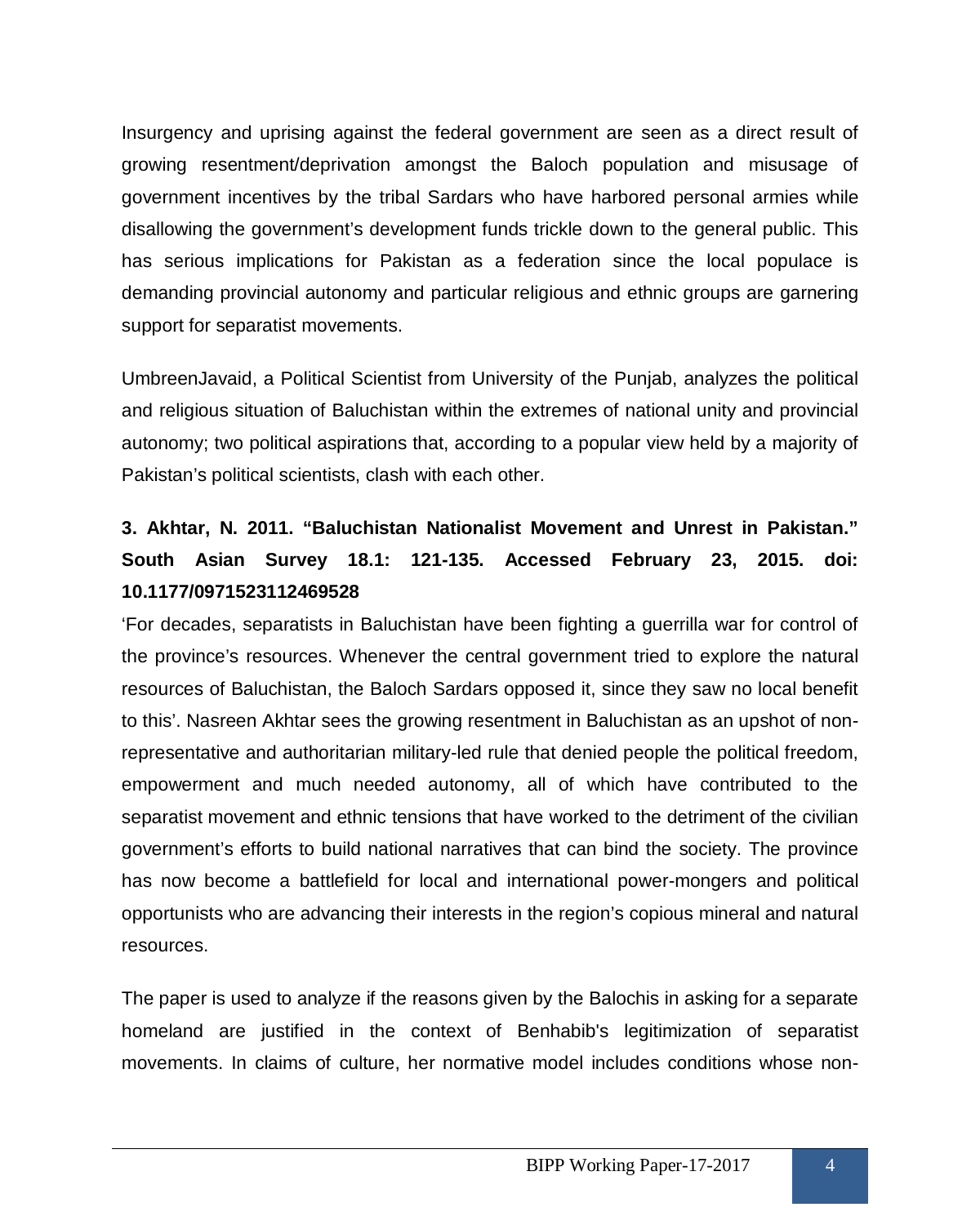Insurgency and uprising against the federal government are seen as a direct result of growing resentment/deprivation amongst the Baloch population and misusage of government incentives by the tribal Sardars who have harbored personal armies while disallowing the government's development funds trickle down to the general public. This has serious implications for Pakistan as a federation since the local populace is demanding provincial autonomy and particular religious and ethnic groups are garnering support for separatist movements.

UmbreenJavaid, a Political Scientist from University of the Punjab, analyzes the political and religious situation of Baluchistan within the extremes of national unity and provincial autonomy; two political aspirations that, according to a popular view held by a majority of Pakistan's political scientists, clash with each other.

**3. Akhtar, N. 2011. "Baluchistan Nationalist Movement and Unrest in Pakistan." South Asian Survey 18.1: 121-135. Accessed February 23, 2015. doi: 10.1177/0971523112469528**

'For decades, separatists in Baluchistan have been fighting a guerrilla war for control of the province's resources. Whenever the central government tried to explore the natural resources of Baluchistan, the Baloch Sardars opposed it, since they saw no local benefit to this'. Nasreen Akhtar sees the growing resentment in Baluchistan as an upshot of non-representative and authoritarian military-led rule that denied people the political freedom, empowerment and much needed autonomy, all of which have contributed to the separatist movement and ethnic tensions that have worked to the detriment of the civilian government's efforts to build national narratives that can bind the society. The province has now become a battlefield for local and international power-mongers and political opportunists who are advancing their interests in the region's copious mineral and natural resources.

The paper is used to analyze if the reasons given by the Balochis in asking for a separate homeland are justified in the context of Benhabib's legitimization of separatist movements. In claims of culture, her normative model includes conditions whose non-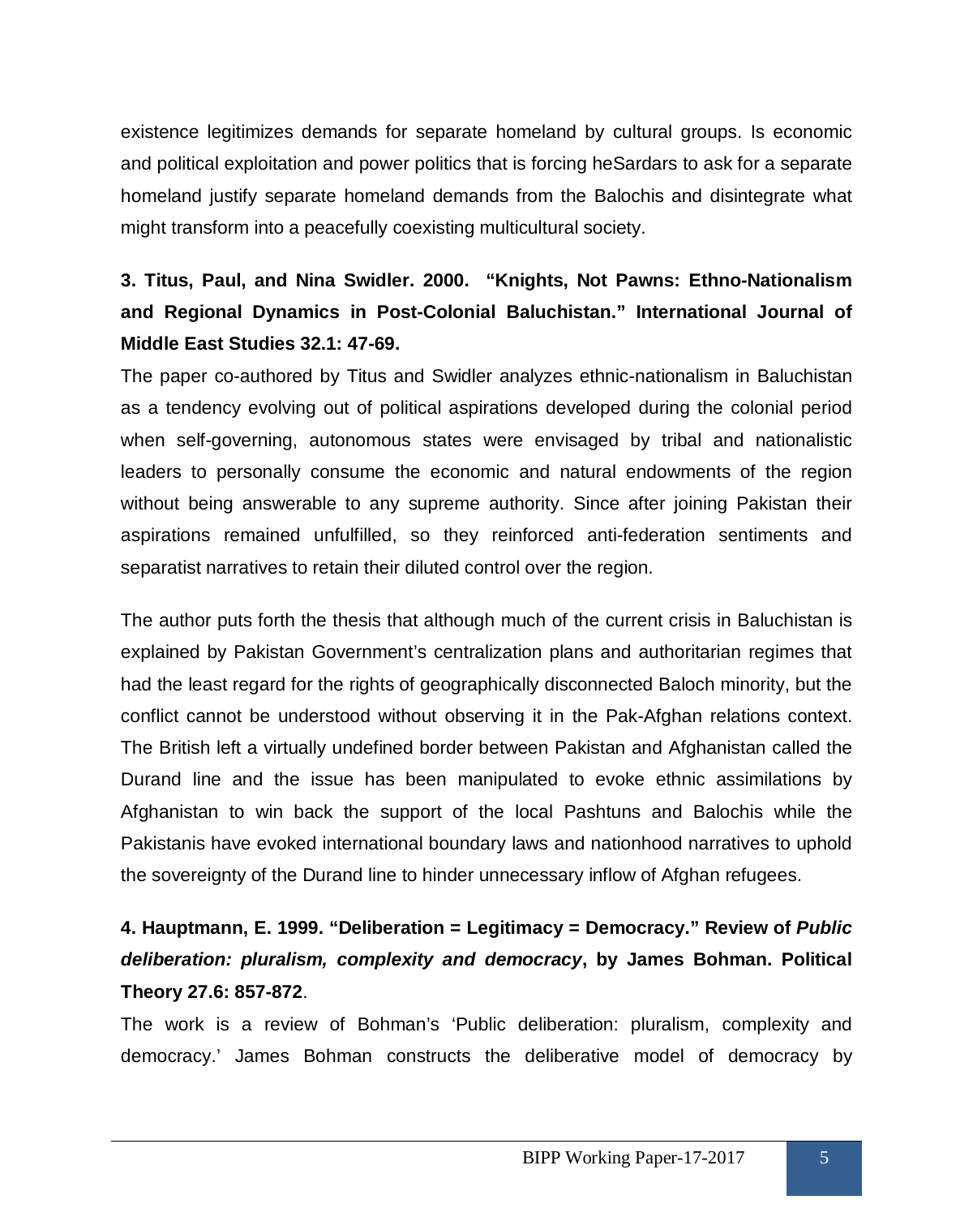existence legitimizes demands for separate homeland by cultural groups. Is economic and political exploitation and power politics that is forcing heSardars to ask for a separate homeland justify separate homeland demands from the Balochis and disintegrate what might transform into a peacefully coexisting multicultural society.

**3. Titus, Paul, and Nina Swidler. 2000. "Knights, Not Pawns: Ethno-Nationalism and Regional Dynamics in Post-Colonial Baluchistan." International Journal of Middle East Studies 32.1: 47-69.**

The paper co-authored by Titus and Swidler analyzes ethnic-nationalism in Baluchistan as a tendency evolving out of political aspirations developed during the colonial period when self-governing, autonomous states were envisaged by tribal and nationalistic leaders to personally consume the economic and natural endowments of the region without being answerable to any supreme authority. Since after joining Pakistan their aspirations remained unfulfilled, so they reinforced anti-federation sentiments and separatist narratives to retain their diluted control over the region.

The author puts forth the thesis that although much of the current crisis in Baluchistan is explained by Pakistan Government's centralization plans and authoritarian regimes that had the least regard for the rights of geographically disconnected Baloch minority, but the conflict cannot be understood without observing it in the Pak-Afghan relations context. The British left a virtually undefined border between Pakistan and Afghanistan called the Durand line and the issue has been manipulated to evoke ethnic assimilations by Afghanistan to win back the support of the local Pashtuns and Balochis while the Pakistanis have evoked international boundary laws and nationhood narratives to uphold the sovereignty of the Durand line to hinder unnecessary inflow of Afghan refugees.

**4. Hauptmann, E. 1999. "Deliberation = Legitimacy = Democracy." Review of *Public deliberation: pluralism, complexity and democracy*, by James Bohman. Political Theory 27.6: 857-872**.

The work is a review of Bohman's 'Public deliberation: pluralism, complexity and democracy.' James Bohman constructs the deliberative model of democracy by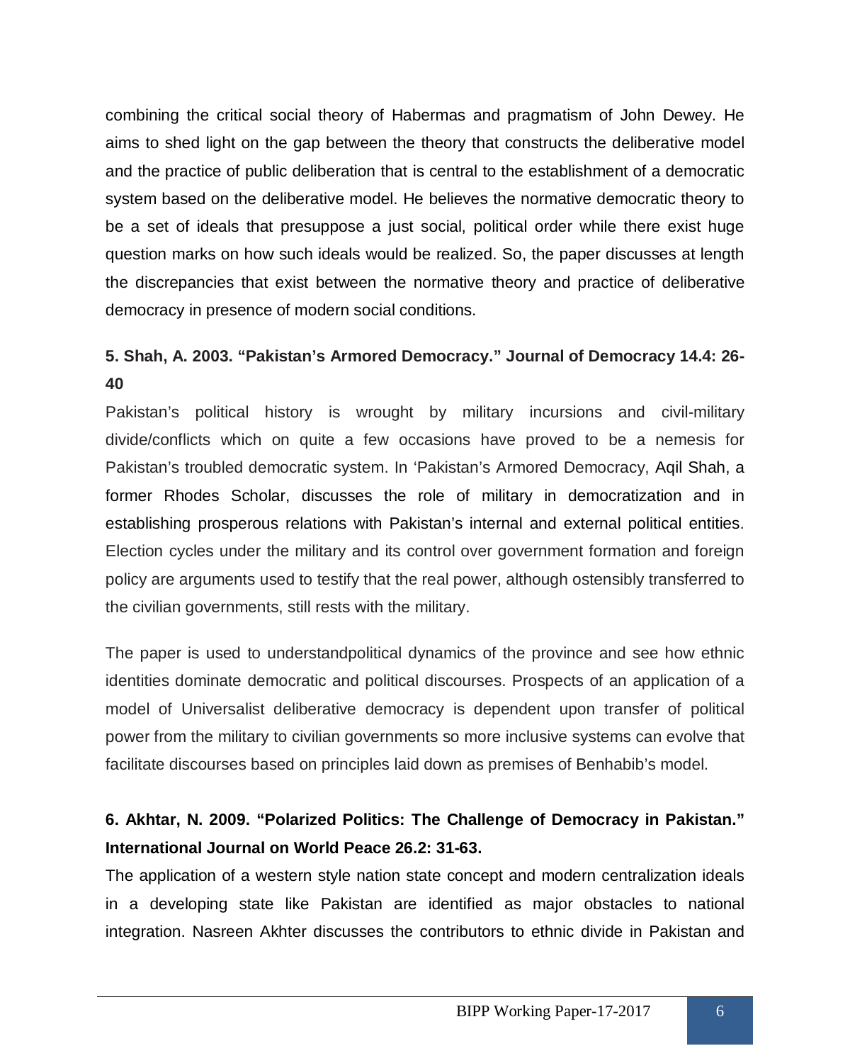combining the critical social theory of Habermas and pragmatism of John Dewey. He aims to shed light on the gap between the theory that constructs the deliberative model and the practice of public deliberation that is central to the establishment of a democratic system based on the deliberative model. He believes the normative democratic theory to be a set of ideals that presuppose a just social, political order while there exist huge question marks on how such ideals would be realized. So, the paper discusses at length the discrepancies that exist between the normative theory and practice of deliberative democracy in presence of modern social conditions.

**5. Shah, A. 2003. "Pakistan's Armored Democracy." Journal of Democracy 14.4: 26-40**

Pakistan's political history is wrought by military incursions and civil-military divide/conflicts which on quite a few occasions have proved to be a nemesis for Pakistan's troubled democratic system. In 'Pakistan's Armored Democracy, Aqil Shah, a former Rhodes Scholar, discusses the role of military in democratization and in establishing prosperous relations with Pakistan's internal and external political entities. Election cycles under the military and its control over government formation and foreign policy are arguments used to testify that the real power, although ostensibly transferred to the civilian governments, still rests with the military.

The paper is used to understandpolitical dynamics of the province and see how ethnic identities dominate democratic and political discourses. Prospects of an application of a model of Universalist deliberative democracy is dependent upon transfer of political power from the military to civilian governments so more inclusive systems can evolve that facilitate discourses based on principles laid down as premises of Benhabib's model.

**6. Akhtar, N. 2009. "Polarized Politics: The Challenge of Democracy in Pakistan." International Journal on World Peace 26.2: 31-63.**

The application of a western style nation state concept and modern centralization ideals in a developing state like Pakistan are identified as major obstacles to national integration. Nasreen Akhter discusses the contributors to ethnic divide in Pakistan and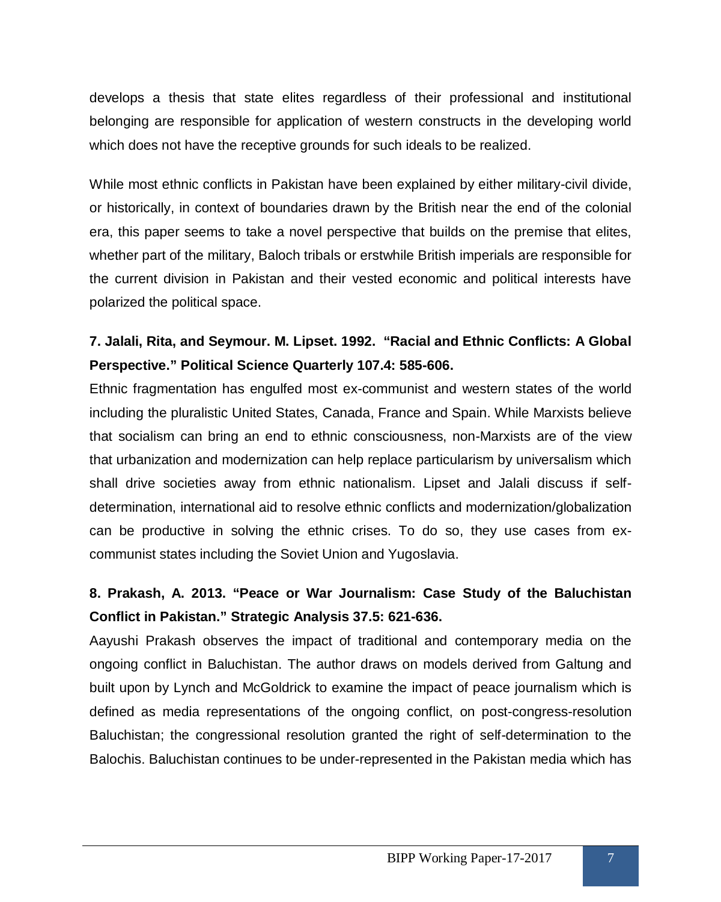develops a thesis that state elites regardless of their professional and institutional belonging are responsible for application of western constructs in the developing world which does not have the receptive grounds for such ideals to be realized.

While most ethnic conflicts in Pakistan have been explained by either military-civil divide, or historically, in context of boundaries drawn by the British near the end of the colonial era, this paper seems to take a novel perspective that builds on the premise that elites, whether part of the military, Baloch tribals or erstwhile British imperials are responsible for the current division in Pakistan and their vested economic and political interests have polarized the political space.

**7. Jalali, Rita, and Seymour. M. Lipset. 1992. "Racial and Ethnic Conflicts: A Global Perspective." Political Science Quarterly 107.4: 585-606.**

Ethnic fragmentation has engulfed most ex-communist and western states of the world including the pluralistic United States, Canada, France and Spain. While Marxists believe that socialism can bring an end to ethnic consciousness, non-Marxists are of the view that urbanization and modernization can help replace particularism by universalism which shall drive societies away from ethnic nationalism. Lipset and Jalali discuss if self-determination, international aid to resolve ethnic conflicts and modernization/globalization can be productive in solving the ethnic crises. To do so, they use cases from ex-communist states including the Soviet Union and Yugoslavia.

**8. Prakash, A. 2013. "Peace or War Journalism: Case Study of the Baluchistan Conflict in Pakistan." Strategic Analysis 37.5: 621-636.**

Aayushi Prakash observes the impact of traditional and contemporary media on the ongoing conflict in Baluchistan. The author draws on models derived from Galtung and built upon by Lynch and McGoldrick to examine the impact of peace journalism which is defined as media representations of the ongoing conflict, on post-congress-resolution Baluchistan; the congressional resolution granted the right of self-determination to the Balochis. Baluchistan continues to be under-represented in the Pakistan media which has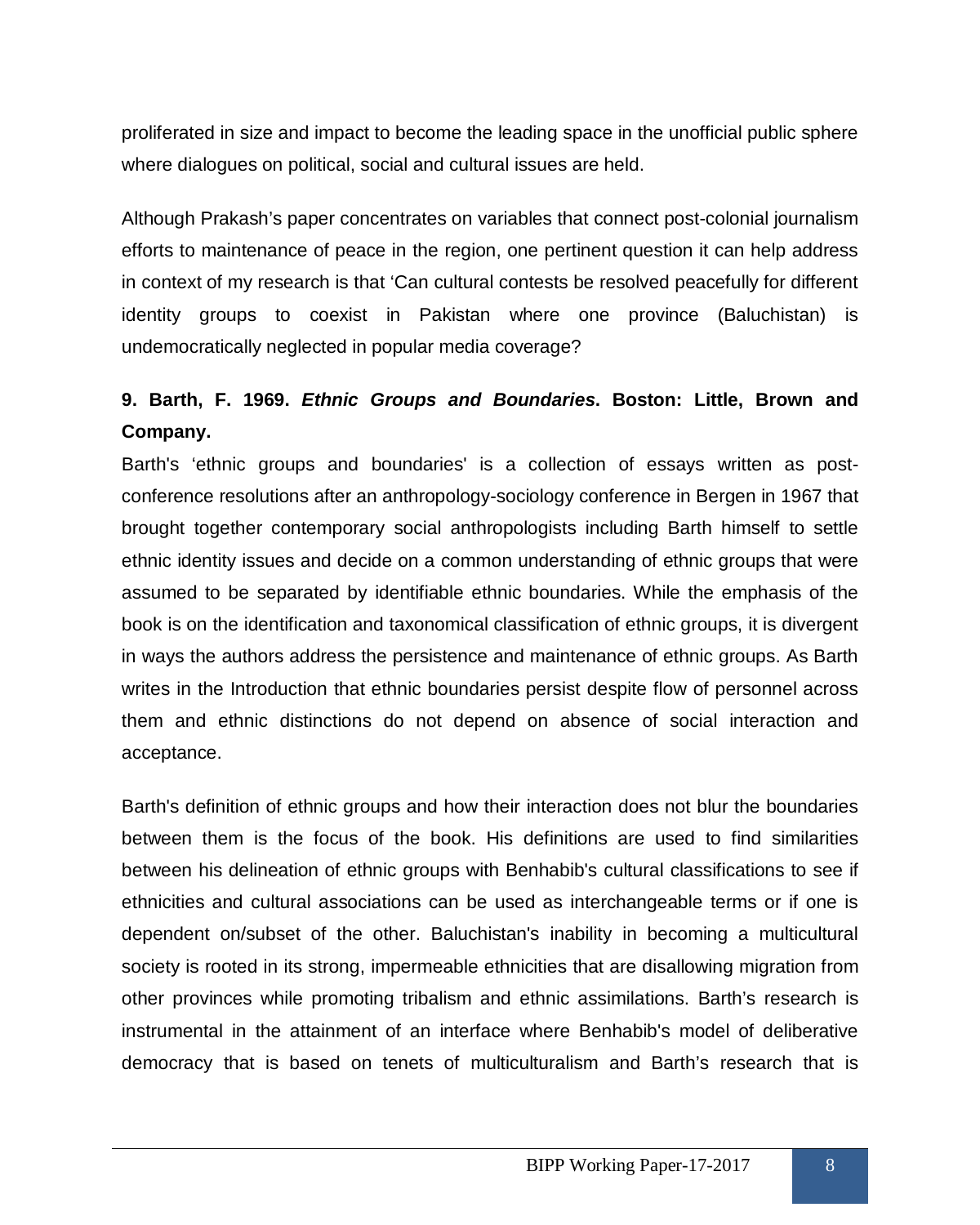proliferated in size and impact to become the leading space in the unofficial public sphere where dialogues on political, social and cultural issues are held.

Although Prakash's paper concentrates on variables that connect post-colonial journalism efforts to maintenance of peace in the region, one pertinent question it can help address in context of my research is that 'Can cultural contests be resolved peacefully for different identity groups to coexist in Pakistan where one province (Baluchistan) is undemocratically neglected in popular media coverage?

### 9. Barth, F. 1969. *Ethnic Groups and Boundaries*. Boston: Little, Brown and Company.

Barth's 'ethnic groups and boundaries' is a collection of essays written as post-conference resolutions after an anthropology-sociology conference in Bergen in 1967 that brought together contemporary social anthropologists including Barth himself to settle ethnic identity issues and decide on a common understanding of ethnic groups that were assumed to be separated by identifiable ethnic boundaries. While the emphasis of the book is on the identification and taxonomical classification of ethnic groups, it is divergent in ways the authors address the persistence and maintenance of ethnic groups. As Barth writes in the Introduction that ethnic boundaries persist despite flow of personnel across them and ethnic distinctions do not depend on absence of social interaction and acceptance.

Barth's definition of ethnic groups and how their interaction does not blur the boundaries between them is the focus of the book. His definitions are used to find similarities between his delineation of ethnic groups with Benhabib's cultural classifications to see if ethnicities and cultural associations can be used as interchangeable terms or if one is dependent on/subset of the other. Baluchistan's inability in becoming a multicultural society is rooted in its strong, impermeable ethnicities that are disallowing migration from other provinces while promoting tribalism and ethnic assimilations. Barth's research is instrumental in the attainment of an interface where Benhabib's model of deliberative democracy that is based on tenets of multiculturalism and Barth's research that is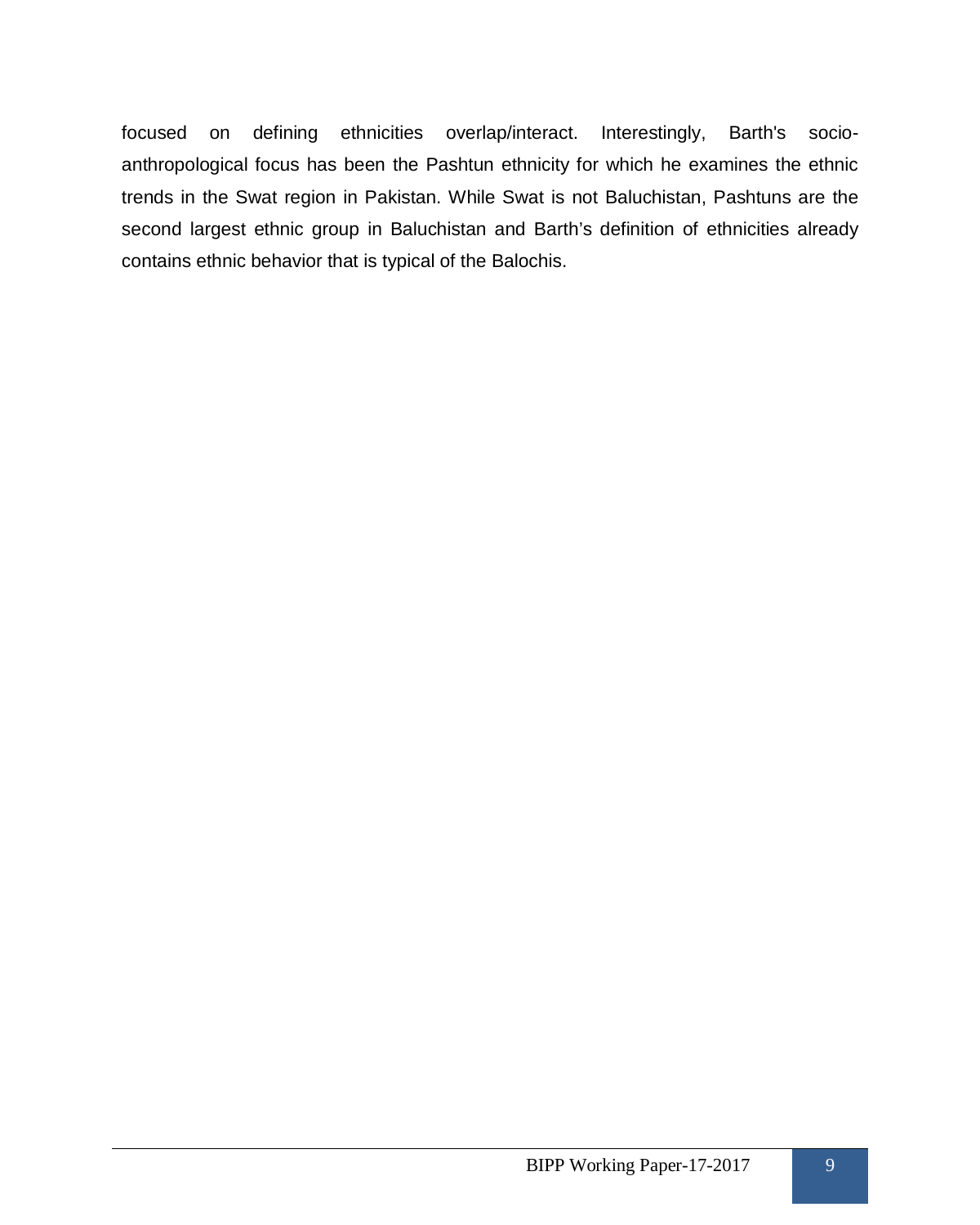focused on defining ethnicities overlap/interact. Interestingly, Barth's socio-anthropological focus has been the Pashtun ethnicity for which he examines the ethnic trends in the Swat region in Pakistan. While Swat is not Baluchistan, Pashtuns are the second largest ethnic group in Baluchistan and Barth's definition of ethnicities already contains ethnic behavior that is typical of the Balochis.